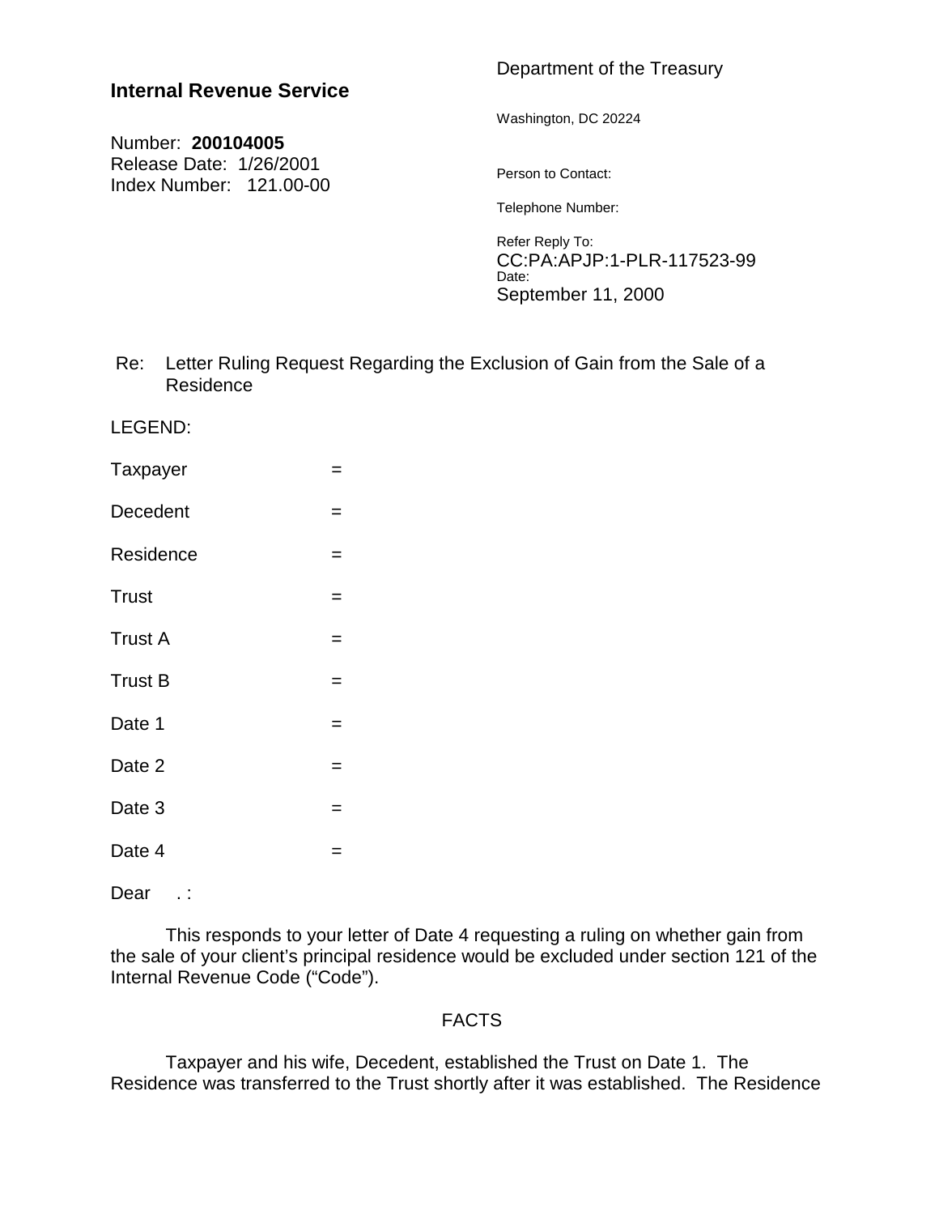Department of the Treasury

**Internal Revenue Service**

Washington, DC 20224

Number: **200104005**
Release Date: 1/26/2001
Index Number: 121.00-00

Person to Contact:

Telephone Number:

Refer Reply To:
CC:PA:APJP:1-PLR-117523-99
Date:
September 11, 2000

Re: Letter Ruling Request Regarding the Exclusion of Gain from the Sale of a Residence

LEGEND:

Taxpayer =

Decedent =

Residence =

Trust =

Trust A =

Trust B =

Date 1 =

Date 2 =

Date 3 =

Date 4 =

Dear . :

This responds to your letter of Date 4 requesting a ruling on whether gain from the sale of your client's principal residence would be excluded under section 121 of the Internal Revenue Code ("Code").

FACTS

Taxpayer and his wife, Decedent, established the Trust on Date 1. The Residence was transferred to the Trust shortly after it was established. The Residence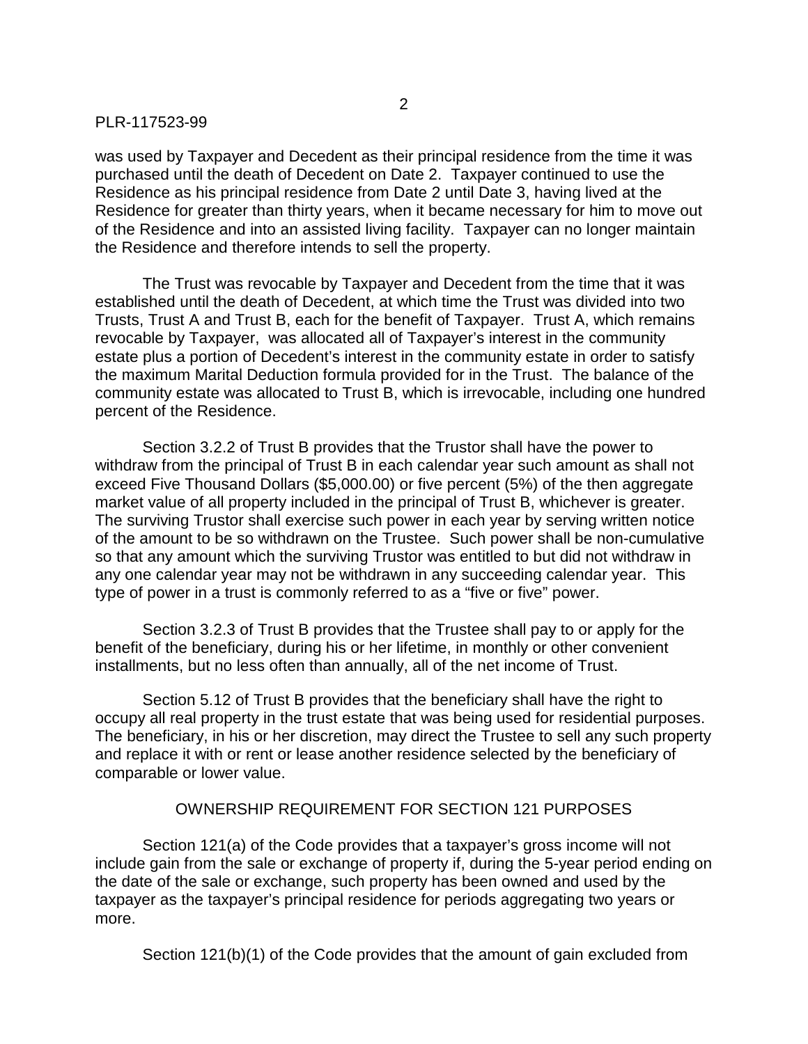was used by Taxpayer and Decedent as their principal residence from the time it was purchased until the death of Decedent on Date 2. Taxpayer continued to use the Residence as his principal residence from Date 2 until Date 3, having lived at the Residence for greater than thirty years, when it became necessary for him to move out of the Residence and into an assisted living facility. Taxpayer can no longer maintain the Residence and therefore intends to sell the property.

The Trust was revocable by Taxpayer and Decedent from the time that it was established until the death of Decedent, at which time the Trust was divided into two Trusts, Trust A and Trust B, each for the benefit of Taxpayer. Trust A, which remains revocable by Taxpayer, was allocated all of Taxpayer's interest in the community estate plus a portion of Decedent's interest in the community estate in order to satisfy the maximum Marital Deduction formula provided for in the Trust. The balance of the community estate was allocated to Trust B, which is irrevocable, including one hundred percent of the Residence.

Section 3.2.2 of Trust B provides that the Trustor shall have the power to withdraw from the principal of Trust B in each calendar year such amount as shall not exceed Five Thousand Dollars ($5,000.00) or five percent (5%) of the then aggregate market value of all property included in the principal of Trust B, whichever is greater. The surviving Trustor shall exercise such power in each year by serving written notice of the amount to be so withdrawn on the Trustee. Such power shall be non-cumulative so that any amount which the surviving Trustor was entitled to but did not withdraw in any one calendar year may not be withdrawn in any succeeding calendar year. This type of power in a trust is commonly referred to as a "five or five" power.

Section 3.2.3 of Trust B provides that the Trustee shall pay to or apply for the benefit of the beneficiary, during his or her lifetime, in monthly or other convenient installments, but no less often than annually, all of the net income of Trust.

Section 5.12 of Trust B provides that the beneficiary shall have the right to occupy all real property in the trust estate that was being used for residential purposes. The beneficiary, in his or her discretion, may direct the Trustee to sell any such property and replace it with or rent or lease another residence selected by the beneficiary of comparable or lower value.

## OWNERSHIP REQUIREMENT FOR SECTION 121 PURPOSES

Section 121(a) of the Code provides that a taxpayer's gross income will not include gain from the sale or exchange of property if, during the 5-year period ending on the date of the sale or exchange, such property has been owned and used by the taxpayer as the taxpayer's principal residence for periods aggregating two years or more.

Section 121(b)(1) of the Code provides that the amount of gain excluded from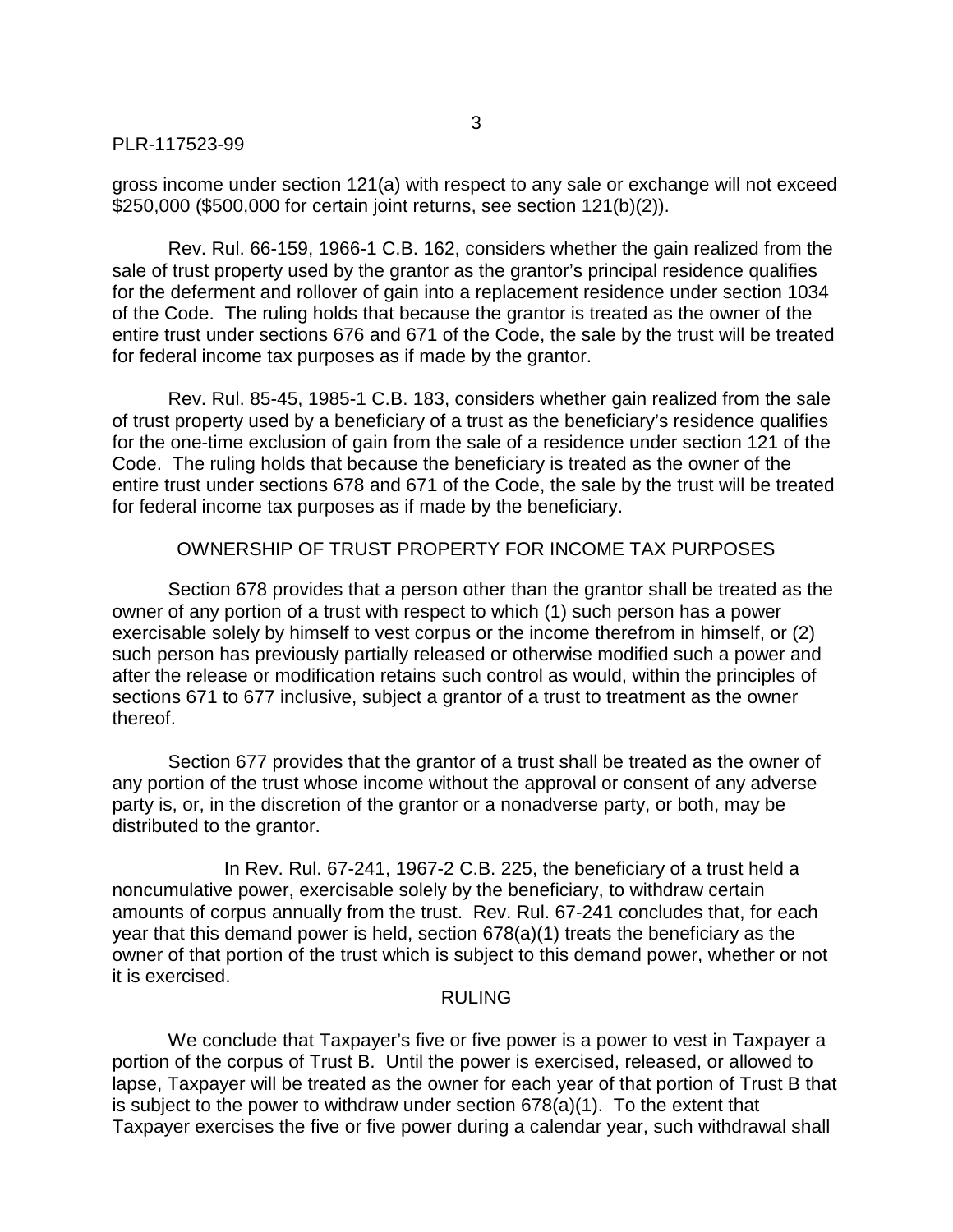gross income under section 121(a) with respect to any sale or exchange will not exceed $250,000 ($500,000 for certain joint returns, see section 121(b)(2)).

Rev. Rul. 66-159, 1966-1 C.B. 162, considers whether the gain realized from the sale of trust property used by the grantor as the grantor's principal residence qualifies for the deferment and rollover of gain into a replacement residence under section 1034 of the Code. The ruling holds that because the grantor is treated as the owner of the entire trust under sections 676 and 671 of the Code, the sale by the trust will be treated for federal income tax purposes as if made by the grantor.

Rev. Rul. 85-45, 1985-1 C.B. 183, considers whether gain realized from the sale of trust property used by a beneficiary of a trust as the beneficiary's residence qualifies for the one-time exclusion of gain from the sale of a residence under section 121 of the Code. The ruling holds that because the beneficiary is treated as the owner of the entire trust under sections 678 and 671 of the Code, the sale by the trust will be treated for federal income tax purposes as if made by the beneficiary.

## OWNERSHIP OF TRUST PROPERTY FOR INCOME TAX PURPOSES

Section 678 provides that a person other than the grantor shall be treated as the owner of any portion of a trust with respect to which (1) such person has a power exercisable solely by himself to vest corpus or the income therefrom in himself, or (2) such person has previously partially released or otherwise modified such a power and after the release or modification retains such control as would, within the principles of sections 671 to 677 inclusive, subject a grantor of a trust to treatment as the owner thereof.

Section 677 provides that the grantor of a trust shall be treated as the owner of any portion of the trust whose income without the approval or consent of any adverse party is, or, in the discretion of the grantor or a nonadverse party, or both, may be distributed to the grantor.

In Rev. Rul. 67-241, 1967-2 C.B. 225, the beneficiary of a trust held a noncumulative power, exercisable solely by the beneficiary, to withdraw certain amounts of corpus annually from the trust. Rev. Rul. 67-241 concludes that, for each year that this demand power is held, section 678(a)(1) treats the beneficiary as the owner of that portion of the trust which is subject to this demand power, whether or not it is exercised.

## RULING

We conclude that Taxpayer's five or five power is a power to vest in Taxpayer a portion of the corpus of Trust B. Until the power is exercised, released, or allowed to lapse, Taxpayer will be treated as the owner for each year of that portion of Trust B that is subject to the power to withdraw under section 678(a)(1). To the extent that Taxpayer exercises the five or five power during a calendar year, such withdrawal shall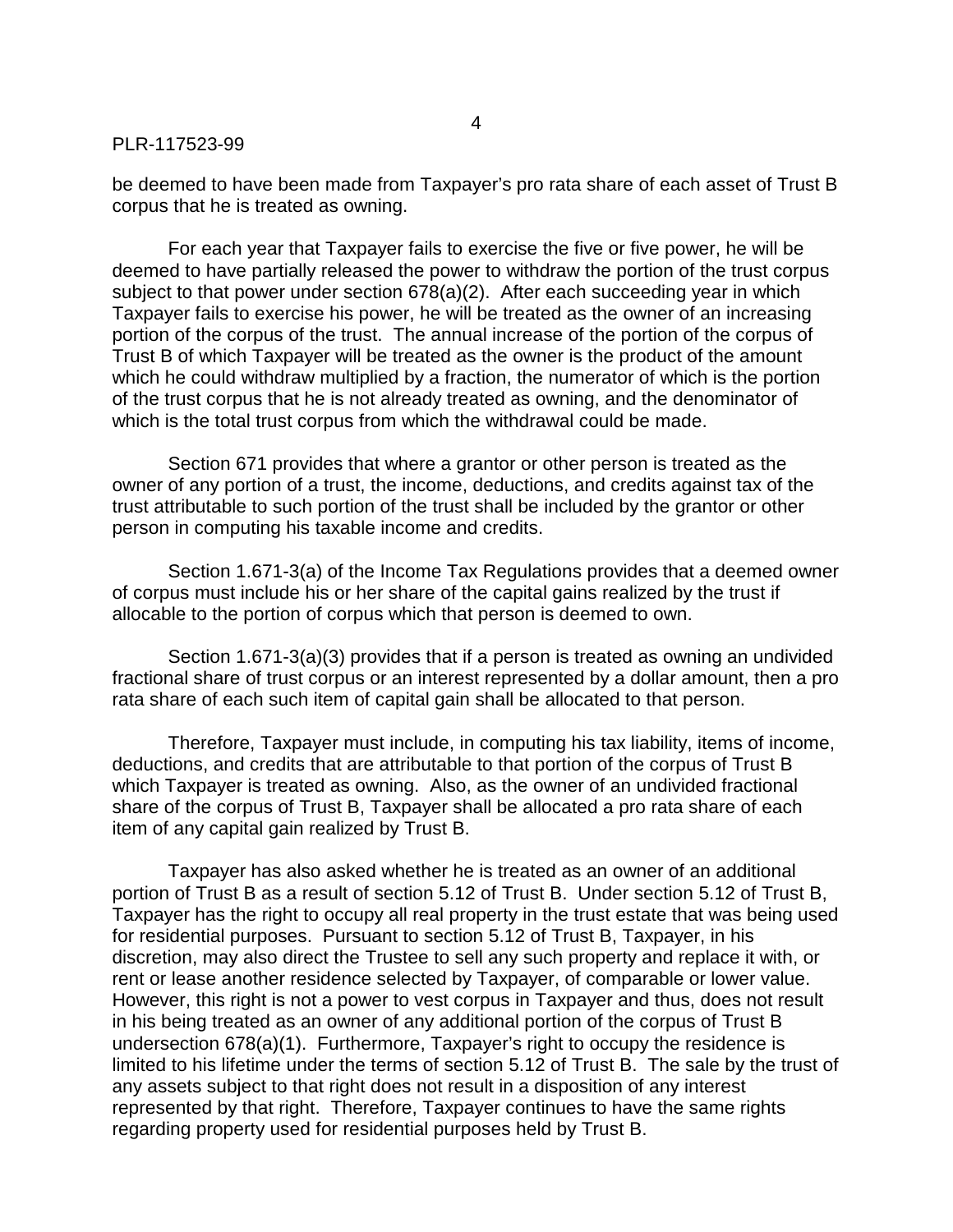be deemed to have been made from Taxpayer's pro rata share of each asset of Trust B corpus that he is treated as owning.

For each year that Taxpayer fails to exercise the five or five power, he will be deemed to have partially released the power to withdraw the portion of the trust corpus subject to that power under section 678(a)(2). After each succeeding year in which Taxpayer fails to exercise his power, he will be treated as the owner of an increasing portion of the corpus of the trust. The annual increase of the portion of the corpus of Trust B of which Taxpayer will be treated as the owner is the product of the amount which he could withdraw multiplied by a fraction, the numerator of which is the portion of the trust corpus that he is not already treated as owning, and the denominator of which is the total trust corpus from which the withdrawal could be made.

Section 671 provides that where a grantor or other person is treated as the owner of any portion of a trust, the income, deductions, and credits against tax of the trust attributable to such portion of the trust shall be included by the grantor or other person in computing his taxable income and credits.

Section 1.671-3(a) of the Income Tax Regulations provides that a deemed owner of corpus must include his or her share of the capital gains realized by the trust if allocable to the portion of corpus which that person is deemed to own.

Section 1.671-3(a)(3) provides that if a person is treated as owning an undivided fractional share of trust corpus or an interest represented by a dollar amount, then a pro rata share of each such item of capital gain shall be allocated to that person.

Therefore, Taxpayer must include, in computing his tax liability, items of income, deductions, and credits that are attributable to that portion of the corpus of Trust B which Taxpayer is treated as owning. Also, as the owner of an undivided fractional share of the corpus of Trust B, Taxpayer shall be allocated a pro rata share of each item of any capital gain realized by Trust B.

Taxpayer has also asked whether he is treated as an owner of an additional portion of Trust B as a result of section 5.12 of Trust B. Under section 5.12 of Trust B, Taxpayer has the right to occupy all real property in the trust estate that was being used for residential purposes. Pursuant to section 5.12 of Trust B, Taxpayer, in his discretion, may also direct the Trustee to sell any such property and replace it with, or rent or lease another residence selected by Taxpayer, of comparable or lower value. However, this right is not a power to vest corpus in Taxpayer and thus, does not result in his being treated as an owner of any additional portion of the corpus of Trust B undersection 678(a)(1). Furthermore, Taxpayer's right to occupy the residence is limited to his lifetime under the terms of section 5.12 of Trust B. The sale by the trust of any assets subject to that right does not result in a disposition of any interest represented by that right. Therefore, Taxpayer continues to have the same rights regarding property used for residential purposes held by Trust B.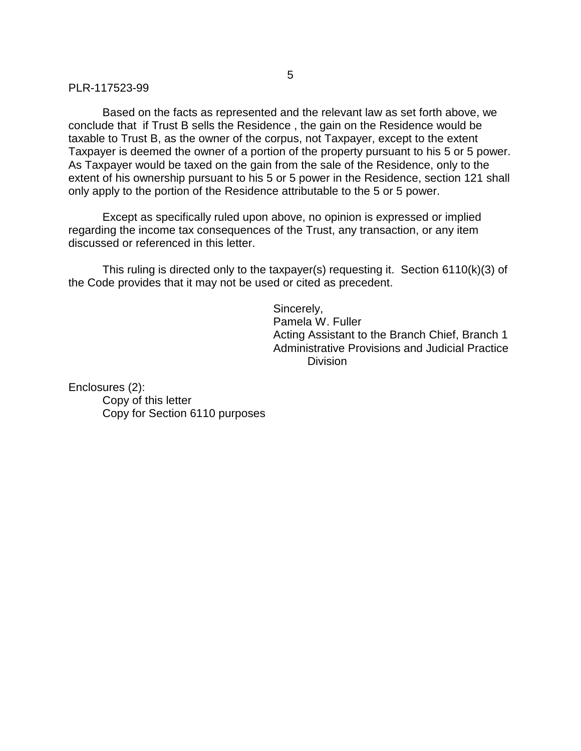PLR-117523-99

Based on the facts as represented and the relevant law as set forth above, we conclude that if Trust B sells the Residence , the gain on the Residence would be taxable to Trust B, as the owner of the corpus, not Taxpayer, except to the extent Taxpayer is deemed the owner of a portion of the property pursuant to his 5 or 5 power. As Taxpayer would be taxed on the gain from the sale of the Residence, only to the extent of his ownership pursuant to his 5 or 5 power in the Residence, section 121 shall only apply to the portion of the Residence attributable to the 5 or 5 power.

Except as specifically ruled upon above, no opinion is expressed or implied regarding the income tax consequences of the Trust, any transaction, or any item discussed or referenced in this letter.

This ruling is directed only to the taxpayer(s) requesting it. Section 6110(k)(3) of the Code provides that it may not be used or cited as precedent.

Sincerely,
Pamela W. Fuller
Acting Assistant to the Branch Chief, Branch 1
Administrative Provisions and Judicial Practice Division

Enclosures (2):
Copy of this letter
Copy for Section 6110 purposes